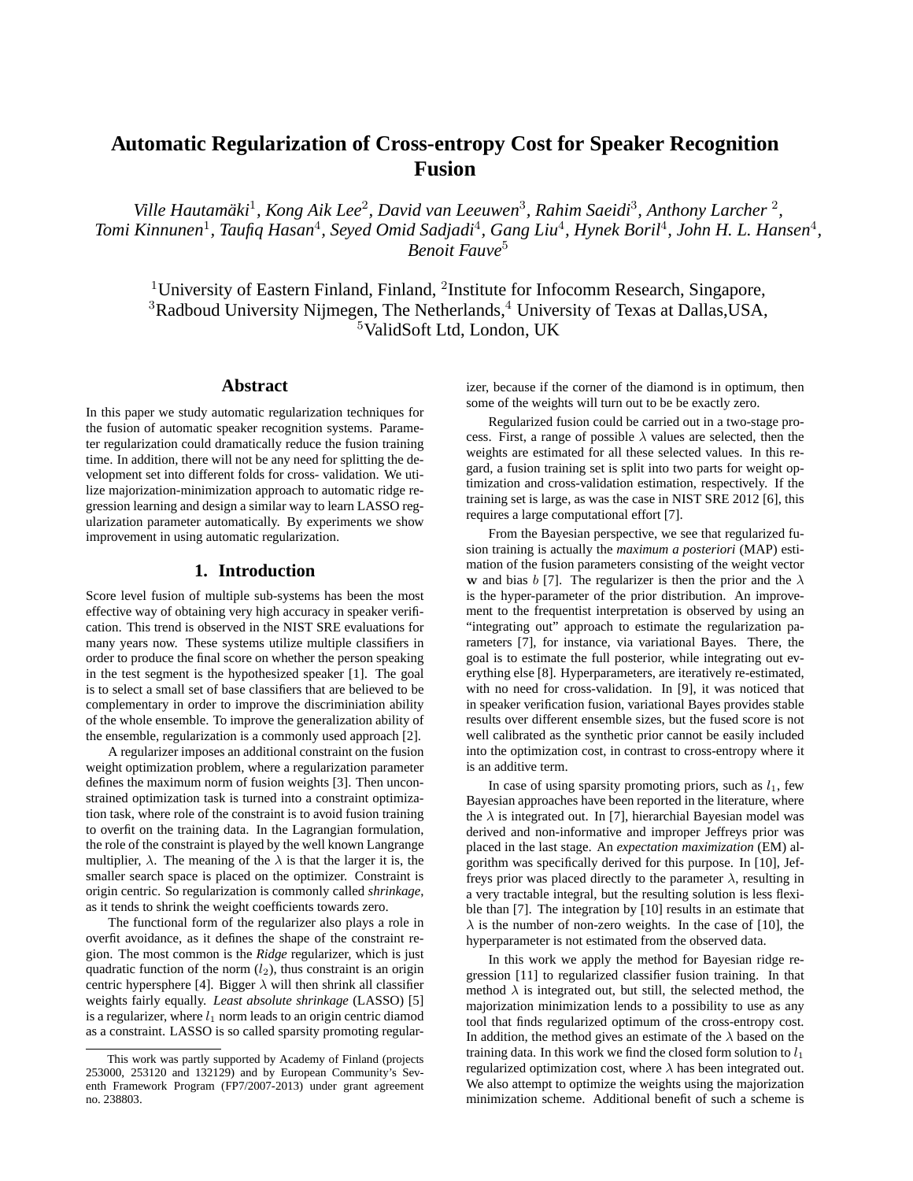# Automatic Regularization of Cross-entropy Cost for Speaker Recognition Fusion

*Ville Hautamäki*[1], *Kong Aik Lee*[2], *David van Leeuwen*[3], *Rahim Saeidi*[3], *Anthony Larcher* [2], *Tomi Kinnunen*[1], *Taufiq Hasan*[4], *Seyed Omid Sadjadi*[4], *Gang Liu*[4], *Hynek Boril*[4], *John H. L. Hansen*[4], *Benoit Fauve*[5]

[1]University of Eastern Finland, Finland, [2]Institute for Infocomm Research, Singapore,
[3]Radboud University Nijmegen, The Netherlands,[4] University of Texas at Dallas,USA,
[5]ValidSoft Ltd, London, UK

## Abstract

In this paper we study automatic regularization techniques for the fusion of automatic speaker recognition systems. Parameter regularization could dramatically reduce the fusion training time. In addition, there will not be any need for splitting the development set into different folds for cross- validation. We utilize majorization-minimization approach to automatic ridge regression learning and design a similar way to learn LASSO regularization parameter automatically. By experiments we show improvement in using automatic regularization.

## 1. Introduction

Score level fusion of multiple sub-systems has been the most effective way of obtaining very high accuracy in speaker verification. This trend is observed in the NIST SRE evaluations for many years now. These systems utilize multiple classifiers in order to produce the final score on whether the person speaking in the test segment is the hypothesized speaker [1]. The goal is to select a small set of base classifiers that are believed to be complementary in order to improve the discriminiation ability of the whole ensemble. To improve the generalization ability of the ensemble, regularization is a commonly used approach [2].

A regularizer imposes an additional constraint on the fusion weight optimization problem, where a regularization parameter defines the maximum norm of fusion weights [3]. Then unconstrained optimization task is turned into a constraint optimization task, where role of the constraint is to avoid fusion training to overfit on the training data. In the Lagrangian formulation, the role of the constraint is played by the well known Langrange multiplier, $\lambda$. The meaning of the $\lambda$ is that the larger it is, the smaller search space is placed on the optimizer. Constraint is origin centric. So regularization is commonly called *shrinkage*, as it tends to shrink the weight coefficients towards zero.

The functional form of the regularizer also plays a role in overfit avoidance, as it defines the shape of the constraint region. The most common is the *Ridge* regularizer, which is just quadratic function of the norm ($l_2$), thus constraint is an origin centric hypersphere [4]. Bigger $\lambda$ will then shrink all classifier weights fairly equally. *Least absolute shrinkage* (LASSO) [5] is a regularizer, where $l_1$ norm leads to an origin centric diamod as a constraint. LASSO is so called sparsity promoting regularizer, because if the corner of the diamond is in optimum, then some of the weights will turn out to be be exactly zero.

Regularized fusion could be carried out in a two-stage process. First, a range of possible $\lambda$ values are selected, then the weights are estimated for all these selected values. In this regard, a fusion training set is split into two parts for weight optimization and cross-validation estimation, respectively. If the training set is large, as was the case in NIST SRE 2012 [6], this requires a large computational effort [7].

From the Bayesian perspective, we see that regularized fusion training is actually the *maximum a posteriori* (MAP) estimation of the fusion parameters consisting of the weight vector $\mathbf{w}$ and bias $b$ [7]. The regularizer is then the prior and the $\lambda$ is the hyper-parameter of the prior distribution. An improvement to the frequentist interpretation is observed by using an "integrating out" approach to estimate the regularization parameters [7], for instance, via variational Bayes. There, the goal is to estimate the full posterior, while integrating out everything else [8]. Hyperparameters, are iteratively re-estimated, with no need for cross-validation. In [9], it was noticed that in speaker verification fusion, variational Bayes provides stable results over different ensemble sizes, but the fused score is not well calibrated as the synthetic prior cannot be easily included into the optimization cost, in contrast to cross-entropy where it is an additive term.

In case of using sparsity promoting priors, such as $l_1$, few Bayesian approaches have been reported in the literature, where the $\lambda$ is integrated out. In [7], hierarchial Bayesian model was derived and non-informative and improper Jeffreys prior was placed in the last stage. An *expectation maximization* (EM) algorithm was specifically derived for this purpose. In [10], Jeffreys prior was placed directly to the parameter $\lambda$, resulting in a very tractable integral, but the resulting solution is less flexible than [7]. The integration by [10] results in an estimate that $\lambda$ is the number of non-zero weights. In the case of [10], the hyperparameter is not estimated from the observed data.

In this work we apply the method for Bayesian ridge regression [11] to regularized classifier fusion training. In that method $\lambda$ is integrated out, but still, the selected method, the majorization minimization lends to a possibility to use as any tool that finds regularized optimum of the cross-entropy cost. In addition, the method gives an estimate of the $\lambda$ based on the training data. In this work we find the closed form solution to $l_1$ regularized optimization cost, where $\lambda$ has been integrated out. We also attempt to optimize the weights using the majorization minimization scheme. Additional benefit of such a scheme is

---

This work was partly supported by Academy of Finland (projects 253000, 253120 and 132129) and by European Community's Seventh Framework Program (FP7/2007-2013) under grant agreement no. 238803.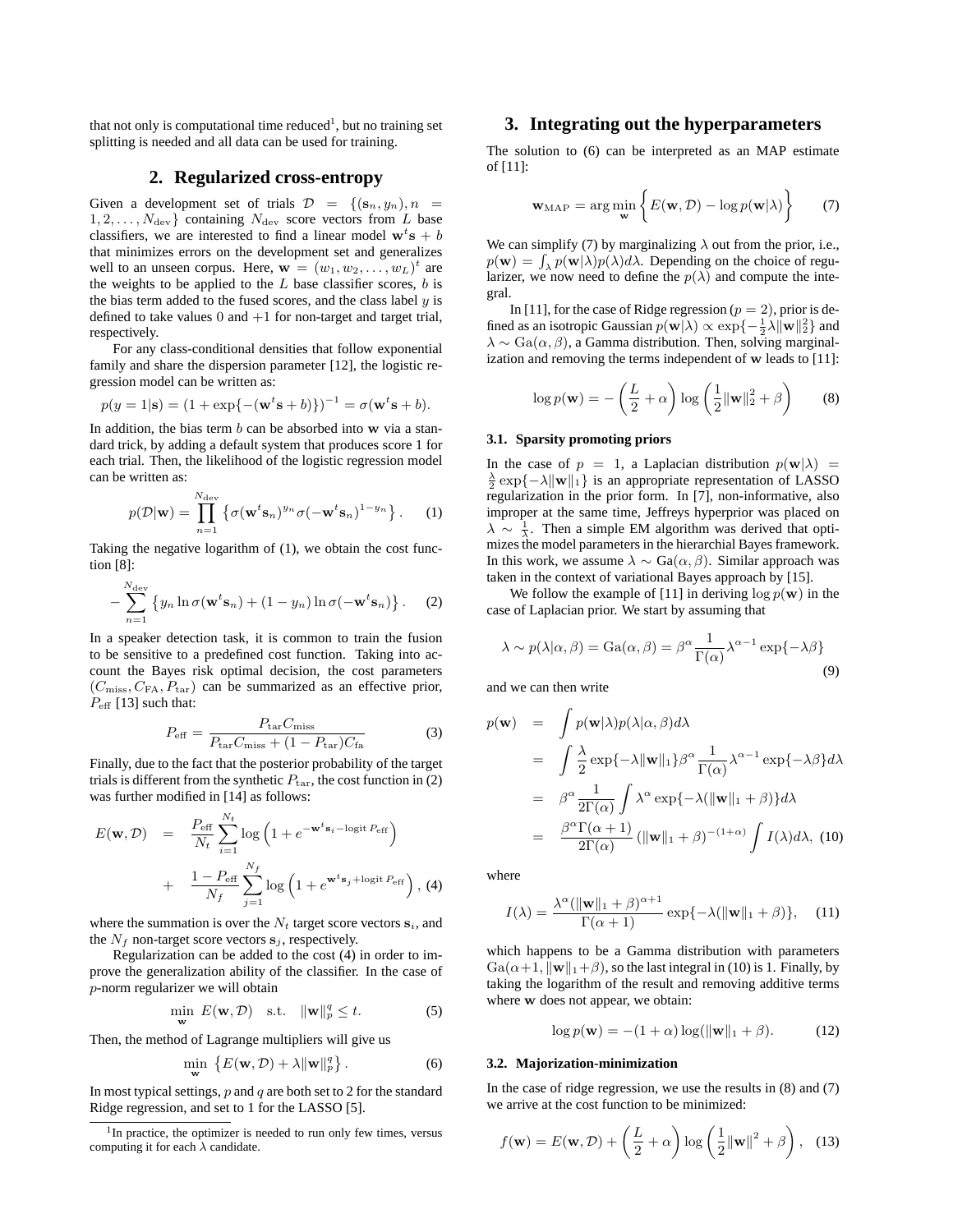that not only is computational time reduced[1], but no training set splitting is needed and all data can be used for training.

## 2. Regularized cross-entropy

Given a development set of trials $\mathcal{D} = \{(\mathbf{s}_n, y_n), n = 1, 2, \ldots, N_{\text{dev}}\}$ containing $N_{\text{dev}}$ score vectors from $L$ base classifiers, we are interested to find a linear model $\mathbf{w}^t\mathbf{s} + b$ that minimizes errors on the development set and generalizes well to an unseen corpus. Here, $\mathbf{w} = (w_1, w_2, \ldots, w_L)^t$ are the weights to be applied to the $L$ base classifier scores, $b$ is the bias term added to the fused scores, and the class label $y$ is defined to take values 0 and +1 for non-target and target trial, respectively.

For any class-conditional densities that follow exponential family and share the dispersion parameter [12], the logistic regression model can be written as:

$$p(y = 1|\mathbf{s}) = (1 + \exp\{-(\mathbf{w}^t\mathbf{s} + b)\})^{-1} = \sigma(\mathbf{w}^t\mathbf{s} + b).$$

In addition, the bias term $b$ can be absorbed into $\mathbf{w}$ via a standard trick, by adding a default system that produces score 1 for each trial. Then, the likelihood of the logistic regression model can be written as:

$$p(\mathcal{D}|\mathbf{w}) = \prod_{n=1}^{N_{\text{dev}}} \left\{ \sigma(\mathbf{w}^t\mathbf{s}_n)^{y_n} \sigma(-\mathbf{w}^t\mathbf{s}_n)^{1-y_n} \right\}. \quad (1)$$

Taking the negative logarithm of (1), we obtain the cost function [8]:

$$-\sum_{n=1}^{N_{\text{dev}}} \left\{ y_n \ln \sigma(\mathbf{w}^t\mathbf{s}_n) + (1 - y_n) \ln \sigma(-\mathbf{w}^t\mathbf{s}_n) \right\}. \quad (2)$$

In a speaker detection task, it is common to train the fusion to be sensitive to a predefined cost function. Taking into account the Bayes risk optimal decision, the cost parameters $(C_{\text{miss}}, C_{\text{FA}}, P_{\text{tar}})$ can be summarized as an effective prior, $P_{\text{eff}}$ [13] such that:

$$P_{\text{eff}} = \frac{P_{\text{tar}} C_{\text{miss}}}{P_{\text{tar}} C_{\text{miss}} + (1 - P_{\text{tar}}) C_{\text{fa}}} \quad (3)$$

Finally, due to the fact that the posterior probability of the target trials is different from the synthetic $P_{\text{tar}}$, the cost function in (2) was further modified in [14] as follows:

$$\begin{aligned} E(\mathbf{w}, \mathcal{D}) &= \frac{P_{\text{eff}}}{N_t} \sum_{i=1}^{N_t} \log\left(1 + e^{-\mathbf{w}^t\mathbf{s}_i - \text{logit}\, P_{\text{eff}}}\right) \\ &+ \frac{1 - P_{\text{eff}}}{N_f} \sum_{j=1}^{N_f} \log\left(1 + e^{\mathbf{w}^t\mathbf{s}_j + \text{logit}\, P_{\text{eff}}}\right), \quad (4) \end{aligned}$$

where the summation is over the $N_t$ target score vectors $\mathbf{s}_i$, and the $N_f$ non-target score vectors $\mathbf{s}_j$, respectively.

Regularization can be added to the cost (4) in order to improve the generalization ability of the classifier. In the case of $p$-norm regularizer we will obtain

$$\min_{\mathbf{w}} \; E(\mathbf{w}, \mathcal{D}) \quad \text{s.t.} \quad \|\mathbf{w}\|_p^q \le t. \quad (5)$$

Then, the method of Lagrange multipliers will give us

$$\min_{\mathbf{w}} \; \left\{ E(\mathbf{w}, \mathcal{D}) + \lambda \|\mathbf{w}\|_p^q \right\}. \quad (6)$$

In most typical settings, $p$ and $q$ are both set to 2 for the standard Ridge regression, and set to 1 for the LASSO [5].

[1] In practice, the optimizer is needed to run only few times, versus computing it for each $\lambda$ candidate.

## 3. Integrating out the hyperparameters

The solution to (6) can be interpreted as an MAP estimate of [11]:

$$\mathbf{w}_{\text{MAP}} = \arg\min_{\mathbf{w}} \left\{ E(\mathbf{w}, \mathcal{D}) - \log p(\mathbf{w}|\lambda) \right\} \quad (7)$$

We can simplify (7) by marginalizing $\lambda$ out from the prior, i.e., $p(\mathbf{w}) = \int_\lambda p(\mathbf{w}|\lambda) p(\lambda) d\lambda$. Depending on the choice of regularizer, we now need to define the $p(\lambda)$ and compute the integral.

In [11], for the case of Ridge regression ($p = 2$), prior is defined as an isotropic Gaussian $p(\mathbf{w}|\lambda) \propto \exp\{-\frac{1}{2}\lambda\|\mathbf{w}\|_2^2\}$ and $\lambda \sim \text{Ga}(\alpha, \beta)$, a Gamma distribution. Then, solving marginalization and removing the terms independent of $\mathbf{w}$ leads to [11]:

$$\log p(\mathbf{w}) = -\left(\frac{L}{2} + \alpha\right) \log\left(\frac{1}{2}\|\mathbf{w}\|_2^2 + \beta\right) \quad (8)$$

### 3.1. Sparsity promoting priors

In the case of $p = 1$, a Laplacian distribution $p(\mathbf{w}|\lambda) = \frac{\lambda}{2}\exp\{-\lambda\|\mathbf{w}\|_1\}$ is an appropriate representation of LASSO regularization in the prior form. In [7], non-informative, also improper at the same time, Jeffreys hyperprior was placed on $\lambda \sim \frac{1}{\lambda}$. Then a simple EM algorithm was derived that optimizes the model parameters in the hierarchial Bayes framework. In this work, we assume $\lambda \sim \text{Ga}(\alpha, \beta)$. Similar approach was taken in the context of variational Bayes approach by [15].

We follow the example of [11] in deriving $\log p(\mathbf{w})$ in the case of Laplacian prior. We start by assuming that

$$\lambda \sim p(\lambda|\alpha, \beta) = \text{Ga}(\alpha, \beta) = \beta^\alpha \frac{1}{\Gamma(\alpha)} \lambda^{\alpha-1} \exp\{-\lambda\beta\} \quad (9)$$

and we can then write

$$\begin{aligned} p(\mathbf{w}) &= \int p(\mathbf{w}|\lambda) p(\lambda|\alpha, \beta) d\lambda \\ &= \int \frac{\lambda}{2} \exp\{-\lambda\|\mathbf{w}\|_1\} \beta^\alpha \frac{1}{\Gamma(\alpha)} \lambda^{\alpha-1} \exp\{-\lambda\beta\} d\lambda \\ &= \beta^\alpha \frac{1}{2\Gamma(\alpha)} \int \lambda^\alpha \exp\{-\lambda(\|\mathbf{w}\|_1 + \beta)\} d\lambda \\ &= \frac{\beta^\alpha \Gamma(\alpha + 1)}{2\Gamma(\alpha)} (\|\mathbf{w}\|_1 + \beta)^{-(1+\alpha)} \int I(\lambda) d\lambda, \quad (10) \end{aligned}$$

where

$$I(\lambda) = \frac{\lambda^\alpha (\|\mathbf{w}\|_1 + \beta)^{\alpha+1}}{\Gamma(\alpha + 1)} \exp\{-\lambda(\|\mathbf{w}\|_1 + \beta)\}, \quad (11)$$

which happens to be a Gamma distribution with parameters $\text{Ga}(\alpha+1, \|\mathbf{w}\|_1+\beta)$, so the last integral in (10) is 1. Finally, by taking the logarithm of the result and removing additive terms where $\mathbf{w}$ does not appear, we obtain:

$$\log p(\mathbf{w}) = -(1 + \alpha) \log(\|\mathbf{w}\|_1 + \beta). \quad (12)$$

### 3.2. Majorization-minimization

In the case of ridge regression, we use the results in (8) and (7) we arrive at the cost function to be minimized:

$$f(\mathbf{w}) = E(\mathbf{w}, \mathcal{D}) + \left(\frac{L}{2} + \alpha\right) \log\left(\frac{1}{2}\|\mathbf{w}\|^2 + \beta\right), \quad (13)$$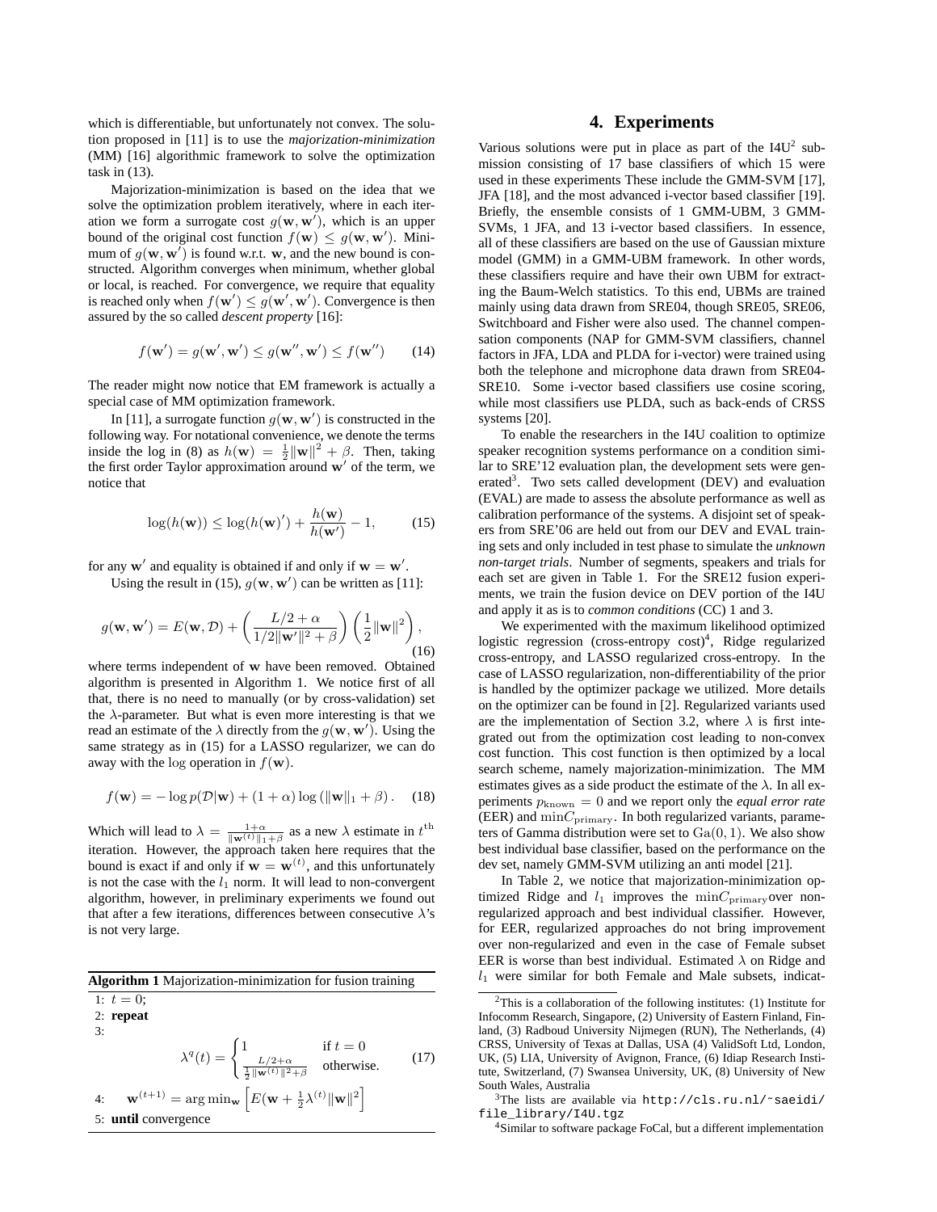which is differentiable, but unfortunately not convex. The solution proposed in [11] is to use the *majorization-minimization* (MM) [16] algorithmic framework to solve the optimization task in (13).

Majorization-minimization is based on the idea that we solve the optimization problem iteratively, where in each iteration we form a surrogate cost $g(\mathbf{w}, \mathbf{w}')$, which is an upper bound of the original cost function $f(\mathbf{w}) \leq g(\mathbf{w}, \mathbf{w}')$. Minimum of $g(\mathbf{w}, \mathbf{w}')$ is found w.r.t. $\mathbf{w}$, and the new bound is constructed. Algorithm converges when minimum, whether global or local, is reached. For convergence, we require that equality is reached only when $f(\mathbf{w}') \leq g(\mathbf{w}', \mathbf{w}')$. Convergence is then assured by the so called *descent property* [16]:

$$f(\mathbf{w}') = g(\mathbf{w}', \mathbf{w}') \leq g(\mathbf{w}'', \mathbf{w}') \leq f(\mathbf{w}'') \qquad (14)$$

The reader might now notice that EM framework is actually a special case of MM optimization framework.

In [11], a surrogate function $g(\mathbf{w}, \mathbf{w}')$ is constructed in the following way. For notational convenience, we denote the terms inside the log in (8) as $h(\mathbf{w}) = \frac{1}{2}\|\mathbf{w}\|^2 + \beta$. Then, taking the first order Taylor approximation around $\mathbf{w}'$ of the term, we notice that

$$\log(h(\mathbf{w})) \leq \log(h(\mathbf{w})') + \frac{h(\mathbf{w})}{h(\mathbf{w}')} - 1, \qquad (15)$$

for any $\mathbf{w}'$ and equality is obtained if and only if $\mathbf{w} = \mathbf{w}'$.

Using the result in (15), $g(\mathbf{w}, \mathbf{w}')$ can be written as [11]:

$$g(\mathbf{w}, \mathbf{w}') = E(\mathbf{w}, \mathcal{D}) + \left(\frac{L/2 + \alpha}{1/2\|\mathbf{w}'\|^2 + \beta}\right)\left(\frac{1}{2}\|\mathbf{w}\|^2\right), \qquad (16)$$

where terms independent of $\mathbf{w}$ have been removed. Obtained algorithm is presented in Algorithm 1. We notice first of all that, there is no need to manually (or by cross-validation) set the $\lambda$-parameter. But what is even more interesting is that we read an estimate of the $\lambda$ directly from the $g(\mathbf{w}, \mathbf{w}')$. Using the same strategy as in (15) for a LASSO regularizer, we can do away with the log operation in $f(\mathbf{w})$.

$$f(\mathbf{w}) = -\log p(\mathcal{D}|\mathbf{w}) + (1 + \alpha)\log\left(\|\mathbf{w}\|_1 + \beta\right). \qquad (18)$$

Which will lead to $\lambda = \frac{1+\alpha}{\|\mathbf{w}^{(t)}\|_1 + \beta}$ as a new $\lambda$ estimate in $t^{\text{th}}$ iteration. However, the approach taken here requires that the bound is exact if and only if $\mathbf{w} = \mathbf{w}^{(t)}$, and this unfortunately is not the case with the $l_1$ norm. It will lead to non-convergent algorithm, however, in preliminary experiments we found out that after a few iterations, differences between consecutive $\lambda$'s is not very large.

**Algorithm 1** Majorization-minimization for fusion training

1: $t = 0$;
2: **repeat**
3:
$$\lambda^q(t) = \begin{cases} 1 & \text{if } t = 0 \\ \frac{L/2+\alpha}{\frac{1}{2}\|\mathbf{w}^{(t)}\|^2 + \beta} & \text{otherwise.} \end{cases} \qquad (17)$$
4: $\quad \mathbf{w}^{(t+1)} = \arg\min_{\mathbf{w}} \left[E(\mathbf{w} + \frac{1}{2}\lambda^{(t)}\|\mathbf{w}\|^2\right]$
5: **until** convergence

# 4. Experiments

Various solutions were put in place as part of the I4U[2] submission consisting of 17 base classifiers of which 15 were used in these experiments These include the GMM-SVM [17], JFA [18], and the most advanced i-vector based classifier [19]. Briefly, the ensemble consists of 1 GMM-UBM, 3 GMM-SVMs, 1 JFA, and 13 i-vector based classifiers. In essence, all of these classifiers are based on the use of Gaussian mixture model (GMM) in a GMM-UBM framework. In other words, these classifiers require and have their own UBM for extracting the Baum-Welch statistics. To this end, UBMs are trained mainly using data drawn from SRE04, though SRE05, SRE06, Switchboard and Fisher were also used. The channel compensation components (NAP for GMM-SVM classifiers, channel factors in JFA, LDA and PLDA for i-vector) were trained using both the telephone and microphone data drawn from SRE04-SRE10. Some i-vector based classifiers use cosine scoring, while most classifiers use PLDA, such as back-ends of CRSS systems [20].

To enable the researchers in the I4U coalition to optimize speaker recognition systems performance on a condition similar to SRE'12 evaluation plan, the development sets were generated[3]. Two sets called development (DEV) and evaluation (EVAL) are made to assess the absolute performance as well as calibration performance of the systems. A disjoint set of speakers from SRE'06 are held out from our DEV and EVAL training sets and only included in test phase to simulate the *unknown non-target trials*. Number of segments, speakers and trials for each set are given in Table 1. For the SRE12 fusion experiments, we train the fusion device on DEV portion of the I4U and apply it as is to *common conditions* (CC) 1 and 3.

We experimented with the maximum likelihood optimized logistic regression (cross-entropy cost)[4], Ridge regularized cross-entropy, and LASSO regularized cross-entropy. In the case of LASSO regularization, non-differentiability of the prior is handled by the optimizer package we utilized. More details on the optimizer can be found in [2]. Regularized variants used are the implementation of Section 3.2, where $\lambda$ is first integrated out from the optimization cost leading to non-convex cost function. This cost function is then optimized by a local search scheme, namely majorization-minimization. The MM estimates gives as a side product the estimate of the $\lambda$. In all experiments $p_{\text{known}} = 0$ and we report only the *equal error rate* (EER) and $\min C_{\text{primary}}$. In both regularized variants, parameters of Gamma distribution were set to $\text{Ga}(0, 1)$. We also show best individual base classifier, based on the performance on the dev set, namely GMM-SVM utilizing an anti model [21].

In Table 2, we notice that majorization-minimization optimized Ridge and $l_1$ improves the $\min C_{\text{primary}}$ over non-regularized approach and best individual classifier. However, for EER, regularized approaches do not bring improvement over non-regularized and even in the case of Female subset EER is worse than best individual. Estimated $\lambda$ on Ridge and $l_1$ were similar for both Female and Male subsets, indicat-

[2] This is a collaboration of the following institutes: (1) Institute for Infocomm Research, Singapore, (2) University of Eastern Finland, Finland, (3) Radboud University Nijmegen (RUN), The Netherlands, (4) CRSS, University of Texas at Dallas, USA (4) ValidSoft Ltd, London, UK, (5) LIA, University of Avignon, France, (6) Idiap Research Institute, Switzerland, (7) Swansea University, UK, (8) University of New South Wales, Australia

[3] The lists are available via http://cls.ru.nl/~saeidi/file_library/I4U.tgz

[4] Similar to software package FoCal, but a different implementation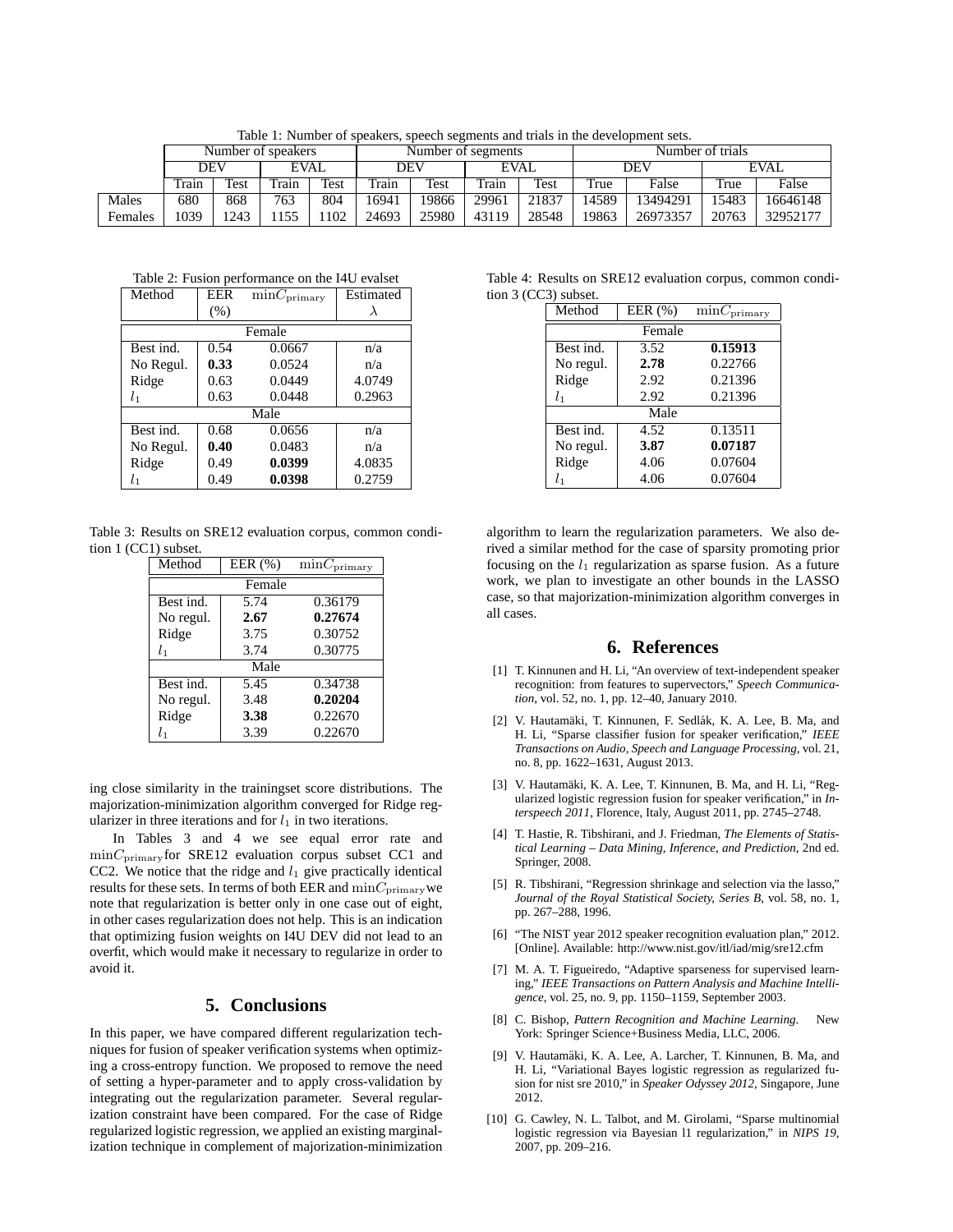Table 1: Number of speakers, speech segments and trials in the development sets.

| | Number of speakers | | | | Number of segments | | | | Number of trials | | | |
|---|---|---|---|---|---|---|---|---|---|---|---|---|
| | DEV | | EVAL | | DEV | | EVAL | | DEV | | EVAL | |
| | Train | Test | Train | Test | Train | Test | Train | Test | True | False | True | False |
| Males | 680 | 868 | 763 | 804 | 16941 | 19866 | 29961 | 21837 | 14589 | 13494291 | 15483 | 16646148 |
| Females | 1039 | 1243 | 1155 | 1102 | 24693 | 25980 | 43119 | 28548 | 19863 | 26973357 | 20763 | 32952177 |

Table 2: Fusion performance on the I4U evalset

| Method | EER (%) | $\min C_{\text{primary}}$ | Estimated $\lambda$ |
|---|---|---|---|
| Female | | | |
| Best ind. | 0.54 | 0.0667 | n/a |
| No Regul. | **0.33** | 0.0524 | n/a |
| Ridge | 0.63 | 0.0449 | 4.0749 |
| $l_1$ | 0.63 | 0.0448 | 0.2963 |
| Male | | | |
| Best ind. | 0.68 | 0.0656 | n/a |
| No Regul. | **0.40** | 0.0483 | n/a |
| Ridge | 0.49 | **0.0399** | 4.0835 |
| $l_1$ | 0.49 | **0.0398** | 0.2759 |

Table 3: Results on SRE12 evaluation corpus, common condition 1 (CC1) subset.

| Method | EER (%) | $\min C_{\text{primary}}$ |
|---|---|---|
| Female | | |
| Best ind. | 5.74 | 0.36179 |
| No regul. | **2.67** | **0.27674** |
| Ridge | 3.75 | 0.30752 |
| $l_1$ | 3.74 | 0.30775 |
| Male | | |
| Best ind. | 5.45 | 0.34738 |
| No regul. | 3.48 | **0.20204** |
| Ridge | **3.38** | 0.22670 |
| $l_1$ | 3.39 | 0.22670 |

ing close similarity in the trainingset score distributions. The majorization-minimization algorithm converged for Ridge regularizer in three iterations and for $l_1$ in two iterations.

In Tables 3 and 4 we see equal error rate and $\min C_{\text{primary}}$ for SRE12 evaluation corpus subset CC1 and CC2. We notice that the ridge and $l_1$ give practically identical results for these sets. In terms of both EER and $\min C_{\text{primary}}$ we note that regularization is better only in one case out of eight, in other cases regularization does not help. This is an indication that optimizing fusion weights on I4U DEV did not lead to an overfit, which would make it necessary to regularize in order to avoid it.

## 5. Conclusions

In this paper, we have compared different regularization techniques for fusion of speaker verification systems when optimizing a cross-entropy function. We proposed to remove the need of setting a hyper-parameter and to apply cross-validation by integrating out the regularization parameter. Several regularization constraint have been compared. For the case of Ridge regularized logistic regression, we applied an existing marginalization technique in complement of majorization-minimization

Table 4: Results on SRE12 evaluation corpus, common condition 3 (CC3) subset.

| Method | EER (%) | $\min C_{\text{primary}}$ |
|---|---|---|
| Female | | |
| Best ind. | 3.52 | **0.15913** |
| No regul. | **2.78** | 0.22766 |
| Ridge | 2.92 | 0.21396 |
| $l_1$ | 2.92 | 0.21396 |
| Male | | |
| Best ind. | 4.52 | 0.13511 |
| No regul. | **3.87** | **0.07187** |
| Ridge | 4.06 | 0.07604 |
| $l_1$ | 4.06 | 0.07604 |

algorithm to learn the regularization parameters. We also derived a similar method for the case of sparsity promoting prior focusing on the $l_1$ regularization as sparse fusion. As a future work, we plan to investigate an other bounds in the LASSO case, so that majorization-minimization algorithm converges in all cases.

## 6. References

[1] T. Kinnunen and H. Li, "An overview of text-independent speaker recognition: from features to supervectors," *Speech Communication*, vol. 52, no. 1, pp. 12–40, January 2010.

[2] V. Hautamäki, T. Kinnunen, F. Sedlák, K. A. Lee, B. Ma, and H. Li, "Sparse classifier fusion for speaker verification," *IEEE Transactions on Audio, Speech and Language Processing*, vol. 21, no. 8, pp. 1622–1631, August 2013.

[3] V. Hautamäki, K. A. Lee, T. Kinnunen, B. Ma, and H. Li, "Regularized logistic regression fusion for speaker verification," in *Interspeech 2011*, Florence, Italy, August 2011, pp. 2745–2748.

[4] T. Hastie, R. Tibshirani, and J. Friedman, *The Elements of Statistical Learning – Data Mining, Inference, and Prediction*, 2nd ed. Springer, 2008.

[5] R. Tibshirani, "Regression shrinkage and selection via the lasso," *Journal of the Royal Statistical Society, Series B*, vol. 58, no. 1, pp. 267–288, 1996.

[6] "The NIST year 2012 speaker recognition evaluation plan," 2012. [Online]. Available: http://www.nist.gov/itl/iad/mig/sre12.cfm

[7] M. A. T. Figueiredo, "Adaptive sparseness for supervised learning," *IEEE Transactions on Pattern Analysis and Machine Intelligence*, vol. 25, no. 9, pp. 1150–1159, September 2003.

[8] C. Bishop, *Pattern Recognition and Machine Learning*. New York: Springer Science+Business Media, LLC, 2006.

[9] V. Hautamäki, K. A. Lee, A. Larcher, T. Kinnunen, B. Ma, and H. Li, "Variational Bayes logistic regression as regularized fusion for nist sre 2010," in *Speaker Odyssey 2012*, Singapore, June 2012.

[10] G. Cawley, N. L. Talbot, and M. Girolami, "Sparse multinomial logistic regression via Bayesian l1 regularization," in *NIPS 19*, 2007, pp. 209–216.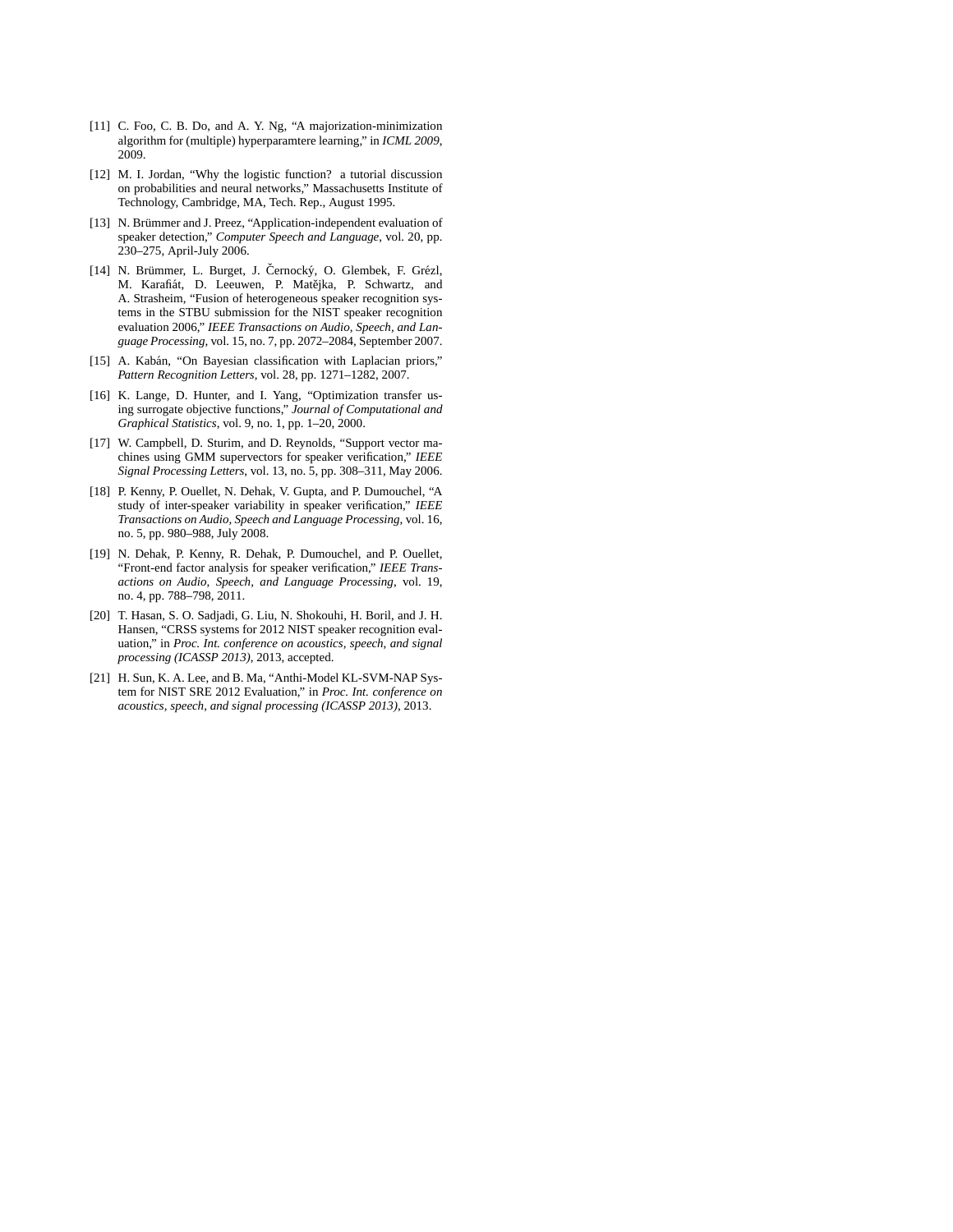[11] C. Foo, C. B. Do, and A. Y. Ng, "A majorization-minimization algorithm for (multiple) hyperparamtere learning," in *ICML 2009*, 2009.

[12] M. I. Jordan, "Why the logistic function? a tutorial discussion on probabilities and neural networks," Massachusetts Institute of Technology, Cambridge, MA, Tech. Rep., August 1995.

[13] N. Brümmer and J. Preez, "Application-independent evaluation of speaker detection," *Computer Speech and Language*, vol. 20, pp. 230–275, April-July 2006.

[14] N. Brümmer, L. Burget, J. Černocký, O. Glembek, F. Grézl, M. Karafiát, D. Leeuwen, P. Matějka, P. Schwartz, and A. Strasheim, "Fusion of heterogeneous speaker recognition systems in the STBU submission for the NIST speaker recognition evaluation 2006," *IEEE Transactions on Audio, Speech, and Language Processing*, vol. 15, no. 7, pp. 2072–2084, September 2007.

[15] A. Kabán, "On Bayesian classification with Laplacian priors," *Pattern Recognition Letters*, vol. 28, pp. 1271–1282, 2007.

[16] K. Lange, D. Hunter, and I. Yang, "Optimization transfer using surrogate objective functions," *Journal of Computational and Graphical Statistics*, vol. 9, no. 1, pp. 1–20, 2000.

[17] W. Campbell, D. Sturim, and D. Reynolds, "Support vector machines using GMM supervectors for speaker verification," *IEEE Signal Processing Letters*, vol. 13, no. 5, pp. 308–311, May 2006.

[18] P. Kenny, P. Ouellet, N. Dehak, V. Gupta, and P. Dumouchel, "A study of inter-speaker variability in speaker verification," *IEEE Transactions on Audio, Speech and Language Processing*, vol. 16, no. 5, pp. 980–988, July 2008.

[19] N. Dehak, P. Kenny, R. Dehak, P. Dumouchel, and P. Ouellet, "Front-end factor analysis for speaker verification," *IEEE Transactions on Audio, Speech, and Language Processing*, vol. 19, no. 4, pp. 788–798, 2011.

[20] T. Hasan, S. O. Sadjadi, G. Liu, N. Shokouhi, H. Boril, and J. H. Hansen, "CRSS systems for 2012 NIST speaker recognition evaluation," in *Proc. Int. conference on acoustics, speech, and signal processing (ICASSP 2013)*, 2013, accepted.

[21] H. Sun, K. A. Lee, and B. Ma, "Anthi-Model KL-SVM-NAP System for NIST SRE 2012 Evaluation," in *Proc. Int. conference on acoustics, speech, and signal processing (ICASSP 2013)*, 2013.